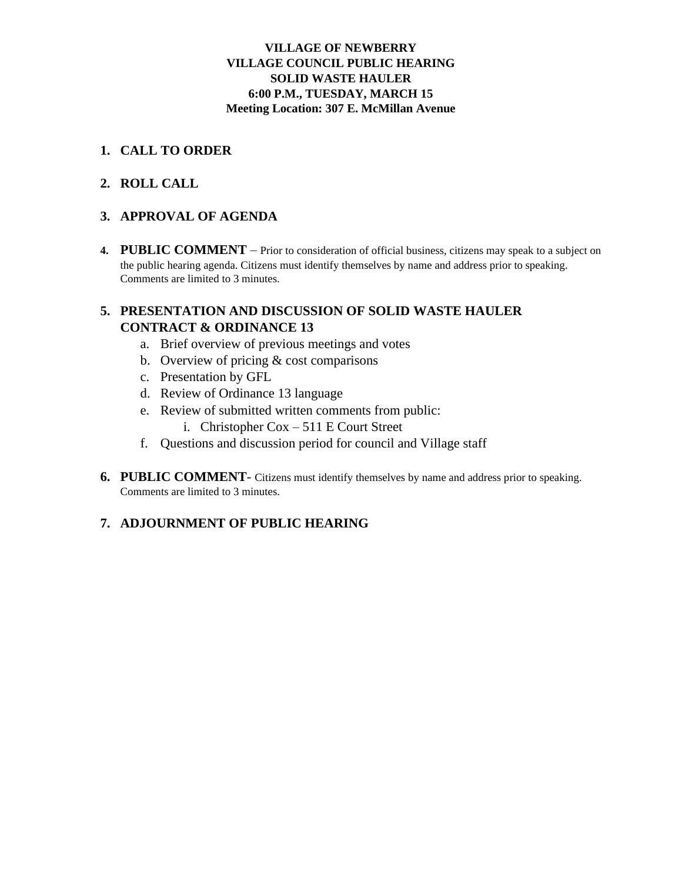**VILLAGE OF NEWBERRY**
**VILLAGE COUNCIL PUBLIC HEARING**
**SOLID WASTE HAULER**
**6:00 P.M., TUESDAY, MARCH 15**
**Meeting Location: 307 E. McMillan Avenue**

1. **CALL TO ORDER**

2. **ROLL CALL**

3. **APPROVAL OF AGENDA**

4. **PUBLIC COMMENT** – Prior to consideration of official business, citizens may speak to a subject on the public hearing agenda. Citizens must identify themselves by name and address prior to speaking. Comments are limited to 3 minutes.

5. **PRESENTATION AND DISCUSSION OF SOLID WASTE HAULER CONTRACT & ORDINANCE 13**
   a. Brief overview of previous meetings and votes
   b. Overview of pricing & cost comparisons
   c. Presentation by GFL
   d. Review of Ordinance 13 language
   e. Review of submitted written comments from public:
      i. Christopher Cox – 511 E Court Street
   f. Questions and discussion period for council and Village staff

6. **PUBLIC COMMENT**- Citizens must identify themselves by name and address prior to speaking. Comments are limited to 3 minutes.

7. **ADJOURNMENT OF PUBLIC HEARING**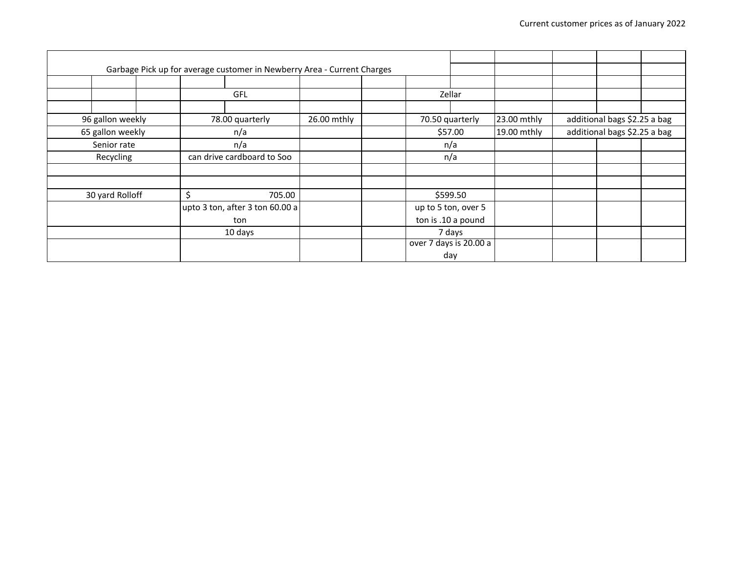Current customer prices as of January 2022

| Garbage Pick up for average customer in Newberry Area - Current Charges | | | | | |
|---|---|---|---|---|---|
| | GFL | | Zellar | | |
| 96 gallon weekly | 78.00 quarterly | 26.00 mthly | 70.50 quarterly | 23.00 mthly | additional bags $2.25 a bag |
| 65 gallon weekly | n/a | | $57.00 | 19.00 mthly | additional bags $2.25 a bag |
| Senior rate | n/a | | n/a | | |
| Recycling | can drive cardboard to Soo | | n/a | | |
| | | | | | |
| | | | | | |
| 30 yard Rolloff | $ 705.00 | | $599.50 | | |
| | upto 3 ton, after 3 ton 60.00 a ton | | up to 5 ton, over 5 ton is .10 a pound | | |
| | 10 days | | 7 days | | |
| | | | over 7 days is 20.00 a day | | |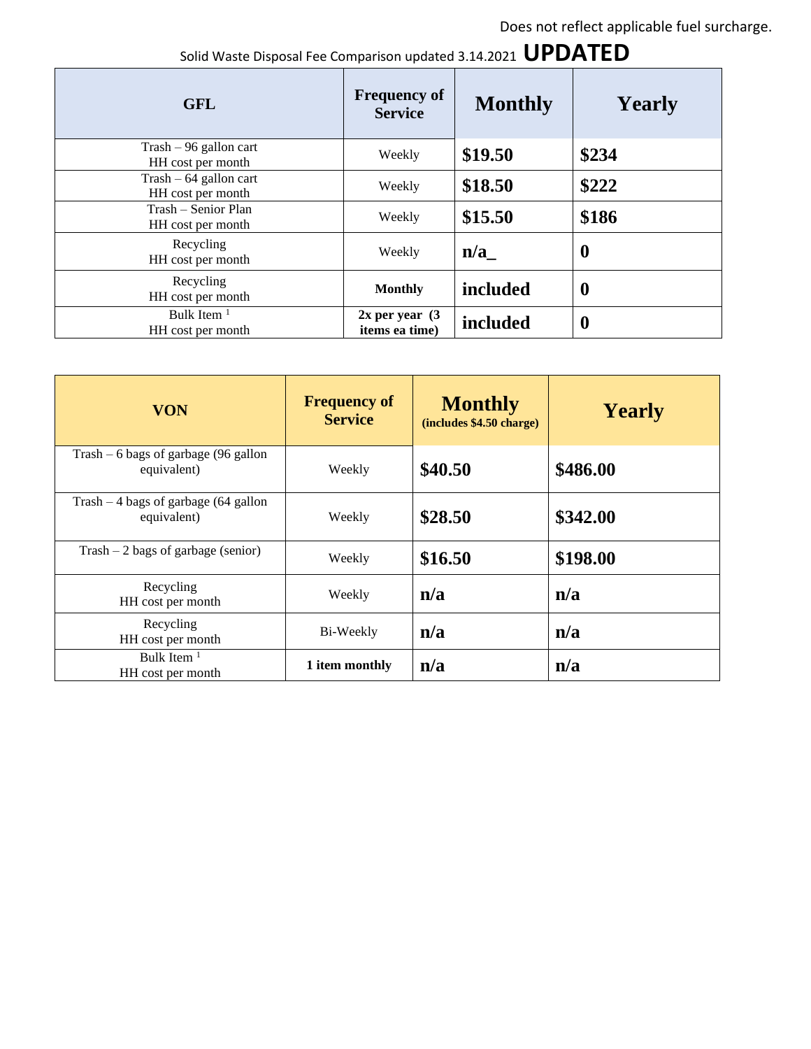Does not reflect applicable fuel surcharge.

Solid Waste Disposal Fee Comparison updated 3.14.2021 **UPDATED**

| GFL | Frequency of Service | Monthly | Yearly |
|---|---|---|---|
| Trash – 96 gallon cart HH cost per month | Weekly | **$19.50** | **$234** |
| Trash – 64 gallon cart HH cost per month | Weekly | **$18.50** | **$222** |
| Trash – Senior Plan HH cost per month | Weekly | **$15.50** | **$186** |
| Recycling HH cost per month | Weekly | **n/a_** | **0** |
| Recycling HH cost per month | **Monthly** | **included** | **0** |
| Bulk Item [1] HH cost per month | **2x per year (3 items ea time)** | **included** | **0** |

| VON | Frequency of Service | Monthly (includes $4.50 charge) | Yearly |
|---|---|---|---|
| Trash – 6 bags of garbage (96 gallon equivalent) | Weekly | **$40.50** | **$486.00** |
| Trash – 4 bags of garbage (64 gallon equivalent) | Weekly | **$28.50** | **$342.00** |
| Trash – 2 bags of garbage (senior) | Weekly | **$16.50** | **$198.00** |
| Recycling HH cost per month | Weekly | **n/a** | **n/a** |
| Recycling HH cost per month | Bi-Weekly | **n/a** | **n/a** |
| Bulk Item [1] HH cost per month | **1 item monthly** | **n/a** | **n/a** |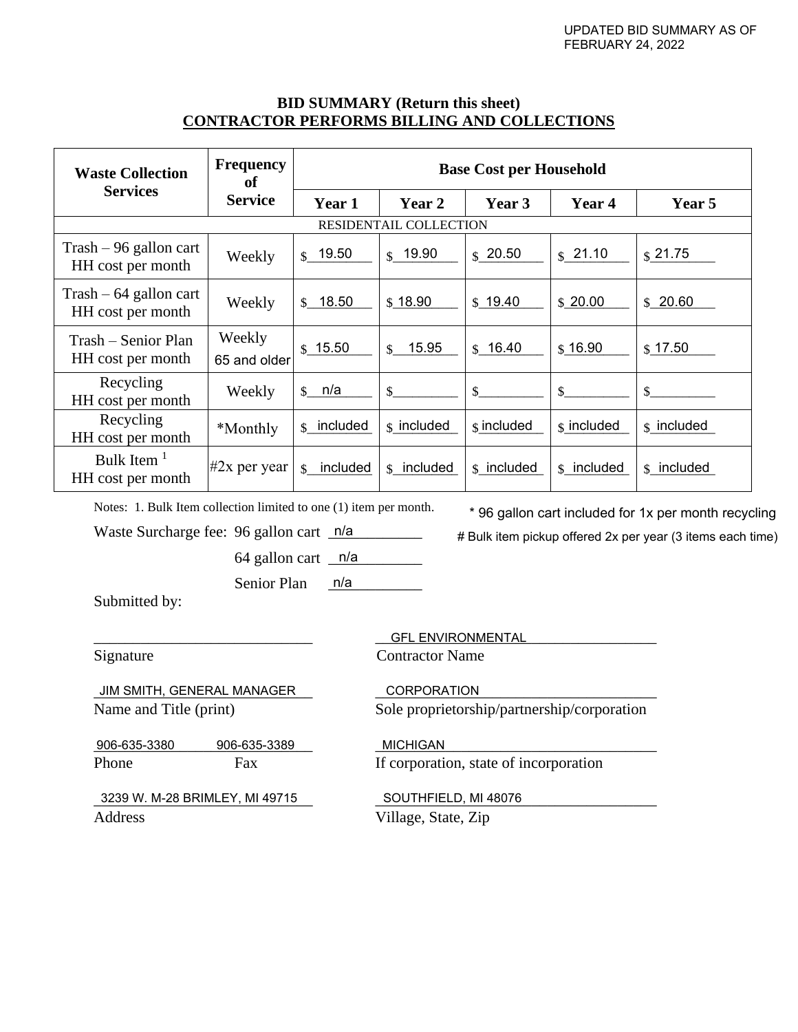UPDATED BID SUMMARY AS OF FEBRUARY 24, 2022

## BID SUMMARY (Return this sheet)
## CONTRACTOR PERFORMS BILLING AND COLLECTIONS

| Waste Collection Services | Frequency of Service | Base Cost per Household | | | | |
|---|---|---|---|---|---|---|
| | | Year 1 | Year 2 | Year 3 | Year 4 | Year 5 |
| RESIDENTAIL COLLECTION | | | | | | |
| Trash – 96 gallon cart HH cost per month | Weekly | $ 19.50 | $ 19.90 | $ 20.50 | $ 21.10 | $ 21.75 |
| Trash – 64 gallon cart HH cost per month | Weekly | $ 18.50 | $ 18.90 | $ 19.40 | $ 20.00 | $ 20.60 |
| Trash – Senior Plan HH cost per month | Weekly 65 and older | $ 15.50 | $ 15.95 | $ 16.40 | $ 16.90 | $ 17.50 |
| Recycling HH cost per month | Weekly | $ n/a | $ | $ | $ | $ |
| Recycling HH cost per month | *Monthly | $ included | $ included | $ included | $ included | $ included |
| Bulk Item [1] HH cost per month | #2x per year | $ included | $ included | $ included | $ included | $ included |

Notes: 1. Bulk Item collection limited to one (1) item per month.

\* 96 gallon cart included for 1x per month recycling

# Bulk item pickup offered 2x per year (3 items each time)

Waste Surcharge fee: 96 gallon cart n/a

64 gallon cart n/a

Senior Plan n/a

Submitted by:

| | |
|---|---|
| ______________________ | GFL ENVIRONMENTAL |
| Signature | Contractor Name |
| JIM SMITH, GENERAL MANAGER | CORPORATION |
| Name and Title (print) | Sole proprietorship/partnership/corporation |
| 906-635-3380 906-635-3389 | MICHIGAN |
| Phone Fax | If corporation, state of incorporation |
| 3239 W. M-28 BRIMLEY, MI 49715 | SOUTHFIELD, MI 48076 |
| Address | Village, State, Zip |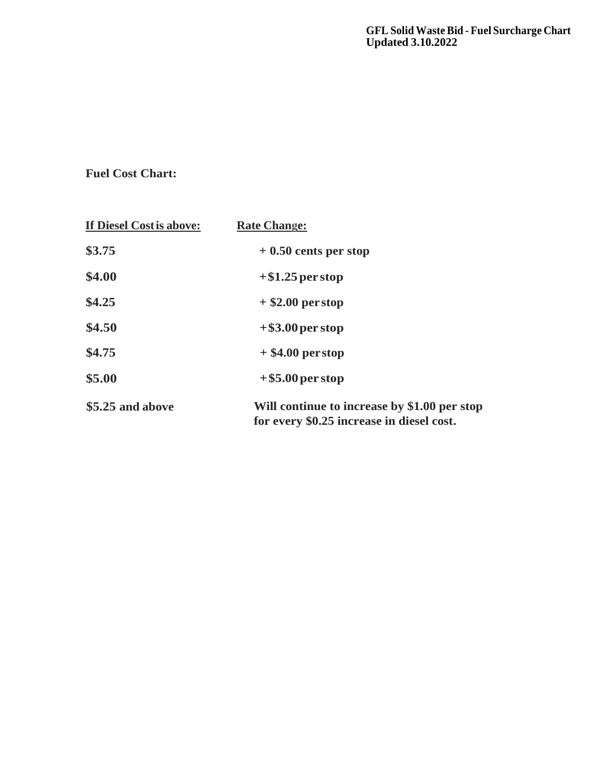**GFL Solid Waste Bid - Fuel Surcharge Chart**
**Updated 3.10.2022**

**Fuel Cost Chart:**

| If Diesel Cost is above: | Rate Change: |
|---|---|
| **$3.75** | **+ 0.50 cents per stop** |
| **$4.00** | **+$1.25 per stop** |
| **$4.25** | **+ $2.00 per stop** |
| **$4.50** | **+$3.00 per stop** |
| **$4.75** | **+ $4.00 per stop** |
| **$5.00** | **+$5.00 per stop** |
| **$5.25 and above** | **Will continue to increase by $1.00 per stop for every $0.25 increase in diesel cost.** |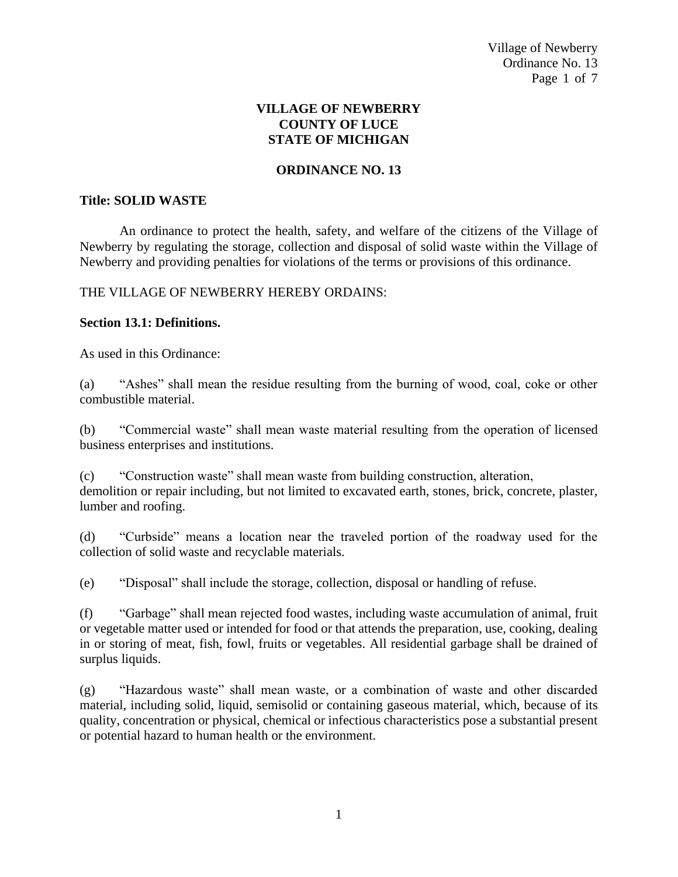**VILLAGE OF NEWBERRY**
**COUNTY OF LUCE**
**STATE OF MICHIGAN**

**ORDINANCE NO. 13**

**Title: SOLID WASTE**

An ordinance to protect the health, safety, and welfare of the citizens of the Village of Newberry by regulating the storage, collection and disposal of solid waste within the Village of Newberry and providing penalties for violations of the terms or provisions of this ordinance.

THE VILLAGE OF NEWBERRY HEREBY ORDAINS:

**Section 13.1: Definitions.**

As used in this Ordinance:

(a) "Ashes" shall mean the residue resulting from the burning of wood, coal, coke or other combustible material.

(b) "Commercial waste" shall mean waste material resulting from the operation of licensed business enterprises and institutions.

(c) "Construction waste" shall mean waste from building construction, alteration, demolition or repair including, but not limited to excavated earth, stones, brick, concrete, plaster, lumber and roofing.

(d) "Curbside" means a location near the traveled portion of the roadway used for the collection of solid waste and recyclable materials.

(e) "Disposal" shall include the storage, collection, disposal or handling of refuse.

(f) "Garbage" shall mean rejected food wastes, including waste accumulation of animal, fruit or vegetable matter used or intended for food or that attends the preparation, use, cooking, dealing in or storing of meat, fish, fowl, fruits or vegetables. All residential garbage shall be drained of surplus liquids.

(g) "Hazardous waste" shall mean waste, or a combination of waste and other discarded material, including solid, liquid, semisolid or containing gaseous material, which, because of its quality, concentration or physical, chemical or infectious characteristics pose a substantial present or potential hazard to human health or the environment.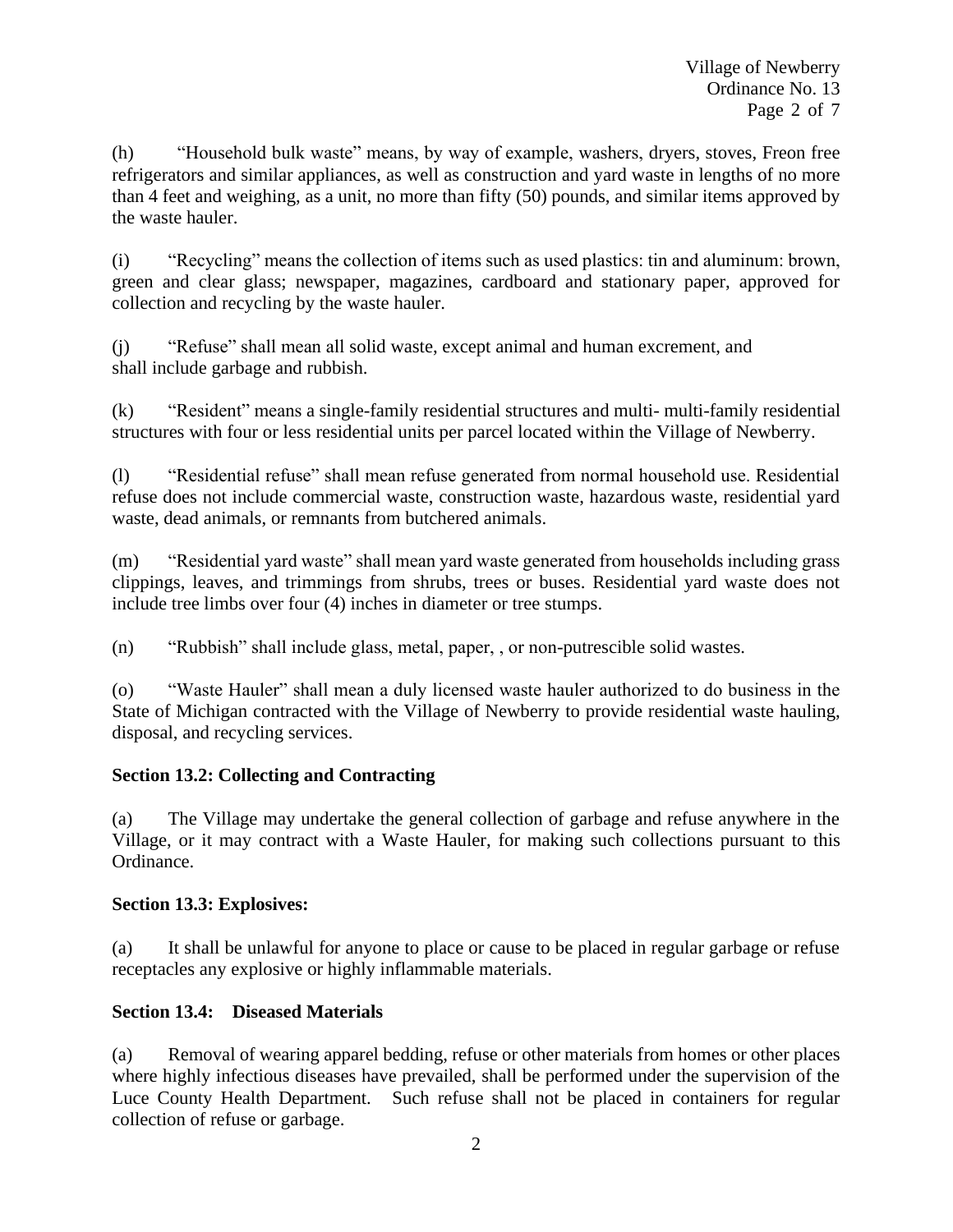(h) "Household bulk waste" means, by way of example, washers, dryers, stoves, Freon free refrigerators and similar appliances, as well as construction and yard waste in lengths of no more than 4 feet and weighing, as a unit, no more than fifty (50) pounds, and similar items approved by the waste hauler.

(i) "Recycling" means the collection of items such as used plastics: tin and aluminum: brown, green and clear glass; newspaper, magazines, cardboard and stationary paper, approved for collection and recycling by the waste hauler.

(j) "Refuse" shall mean all solid waste, except animal and human excrement, and shall include garbage and rubbish.

(k) "Resident" means a single-family residential structures and multi- multi-family residential structures with four or less residential units per parcel located within the Village of Newberry.

(l) "Residential refuse" shall mean refuse generated from normal household use. Residential refuse does not include commercial waste, construction waste, hazardous waste, residential yard waste, dead animals, or remnants from butchered animals.

(m) "Residential yard waste" shall mean yard waste generated from households including grass clippings, leaves, and trimmings from shrubs, trees or buses. Residential yard waste does not include tree limbs over four (4) inches in diameter or tree stumps.

(n) "Rubbish" shall include glass, metal, paper, , or non-putrescible solid wastes.

(o) "Waste Hauler" shall mean a duly licensed waste hauler authorized to do business in the State of Michigan contracted with the Village of Newberry to provide residential waste hauling, disposal, and recycling services.

**Section 13.2: Collecting and Contracting**

(a) The Village may undertake the general collection of garbage and refuse anywhere in the Village, or it may contract with a Waste Hauler, for making such collections pursuant to this Ordinance.

**Section 13.3: Explosives:**

(a) It shall be unlawful for anyone to place or cause to be placed in regular garbage or refuse receptacles any explosive or highly inflammable materials.

**Section 13.4: Diseased Materials**

(a) Removal of wearing apparel bedding, refuse or other materials from homes or other places where highly infectious diseases have prevailed, shall be performed under the supervision of the Luce County Health Department. Such refuse shall not be placed in containers for regular collection of refuse or garbage.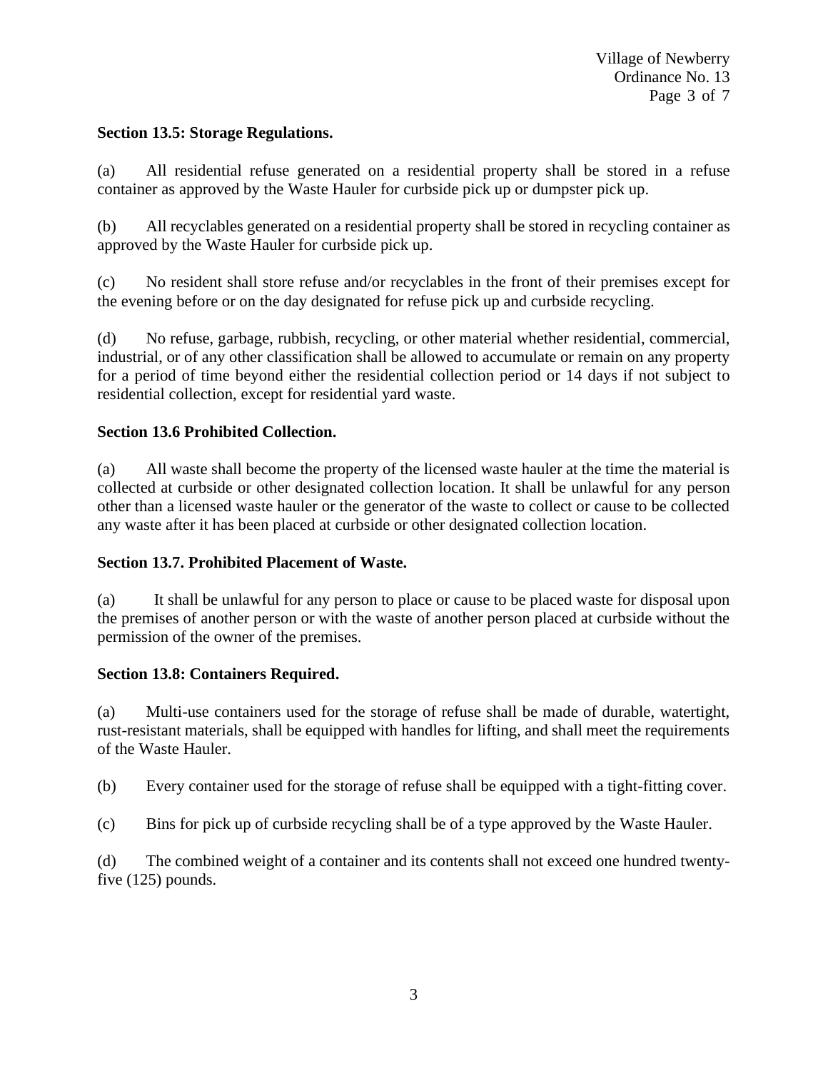**Section 13.5: Storage Regulations.**

(a) All residential refuse generated on a residential property shall be stored in a refuse container as approved by the Waste Hauler for curbside pick up or dumpster pick up.

(b) All recyclables generated on a residential property shall be stored in recycling container as approved by the Waste Hauler for curbside pick up.

(c) No resident shall store refuse and/or recyclables in the front of their premises except for the evening before or on the day designated for refuse pick up and curbside recycling.

(d) No refuse, garbage, rubbish, recycling, or other material whether residential, commercial, industrial, or of any other classification shall be allowed to accumulate or remain on any property for a period of time beyond either the residential collection period or 14 days if not subject to residential collection, except for residential yard waste.

**Section 13.6 Prohibited Collection.**

(a) All waste shall become the property of the licensed waste hauler at the time the material is collected at curbside or other designated collection location. It shall be unlawful for any person other than a licensed waste hauler or the generator of the waste to collect or cause to be collected any waste after it has been placed at curbside or other designated collection location.

**Section 13.7. Prohibited Placement of Waste.**

(a) It shall be unlawful for any person to place or cause to be placed waste for disposal upon the premises of another person or with the waste of another person placed at curbside without the permission of the owner of the premises.

**Section 13.8: Containers Required.**

(a) Multi-use containers used for the storage of refuse shall be made of durable, watertight, rust-resistant materials, shall be equipped with handles for lifting, and shall meet the requirements of the Waste Hauler.

(b) Every container used for the storage of refuse shall be equipped with a tight-fitting cover.

(c) Bins for pick up of curbside recycling shall be of a type approved by the Waste Hauler.

(d) The combined weight of a container and its contents shall not exceed one hundred twenty-five (125) pounds.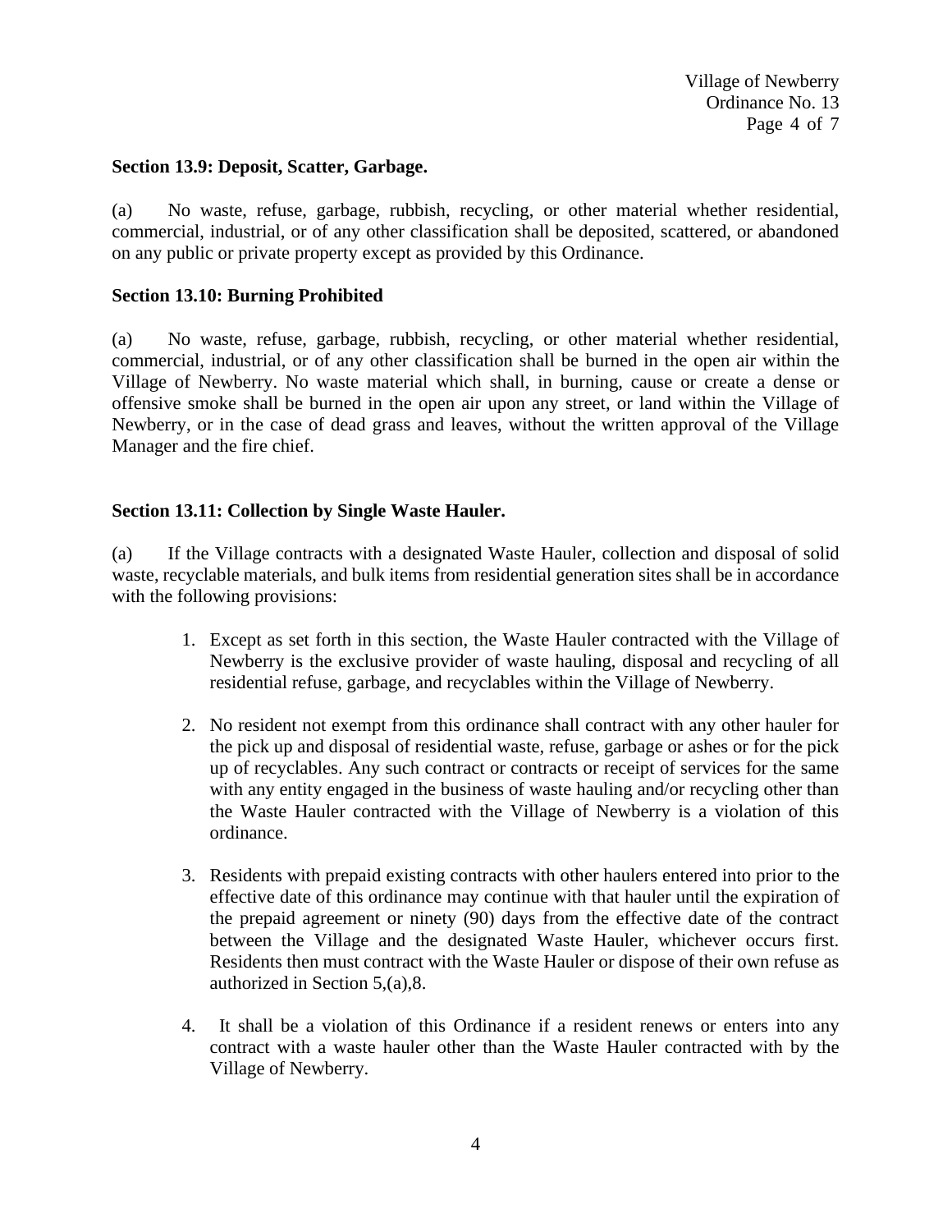**Section 13.9: Deposit, Scatter, Garbage.**

(a) No waste, refuse, garbage, rubbish, recycling, or other material whether residential, commercial, industrial, or of any other classification shall be deposited, scattered, or abandoned on any public or private property except as provided by this Ordinance.

**Section 13.10: Burning Prohibited**

(a) No waste, refuse, garbage, rubbish, recycling, or other material whether residential, commercial, industrial, or of any other classification shall be burned in the open air within the Village of Newberry. No waste material which shall, in burning, cause or create a dense or offensive smoke shall be burned in the open air upon any street, or land within the Village of Newberry, or in the case of dead grass and leaves, without the written approval of the Village Manager and the fire chief.

**Section 13.11: Collection by Single Waste Hauler.**

(a) If the Village contracts with a designated Waste Hauler, collection and disposal of solid waste, recyclable materials, and bulk items from residential generation sites shall be in accordance with the following provisions:

1. Except as set forth in this section, the Waste Hauler contracted with the Village of Newberry is the exclusive provider of waste hauling, disposal and recycling of all residential refuse, garbage, and recyclables within the Village of Newberry.

2. No resident not exempt from this ordinance shall contract with any other hauler for the pick up and disposal of residential waste, refuse, garbage or ashes or for the pick up of recyclables. Any such contract or contracts or receipt of services for the same with any entity engaged in the business of waste hauling and/or recycling other than the Waste Hauler contracted with the Village of Newberry is a violation of this ordinance.

3. Residents with prepaid existing contracts with other haulers entered into prior to the effective date of this ordinance may continue with that hauler until the expiration of the prepaid agreement or ninety (90) days from the effective date of the contract between the Village and the designated Waste Hauler, whichever occurs first. Residents then must contract with the Waste Hauler or dispose of their own refuse as authorized in Section 5,(a),8.

4. It shall be a violation of this Ordinance if a resident renews or enters into any contract with a waste hauler other than the Waste Hauler contracted with by the Village of Newberry.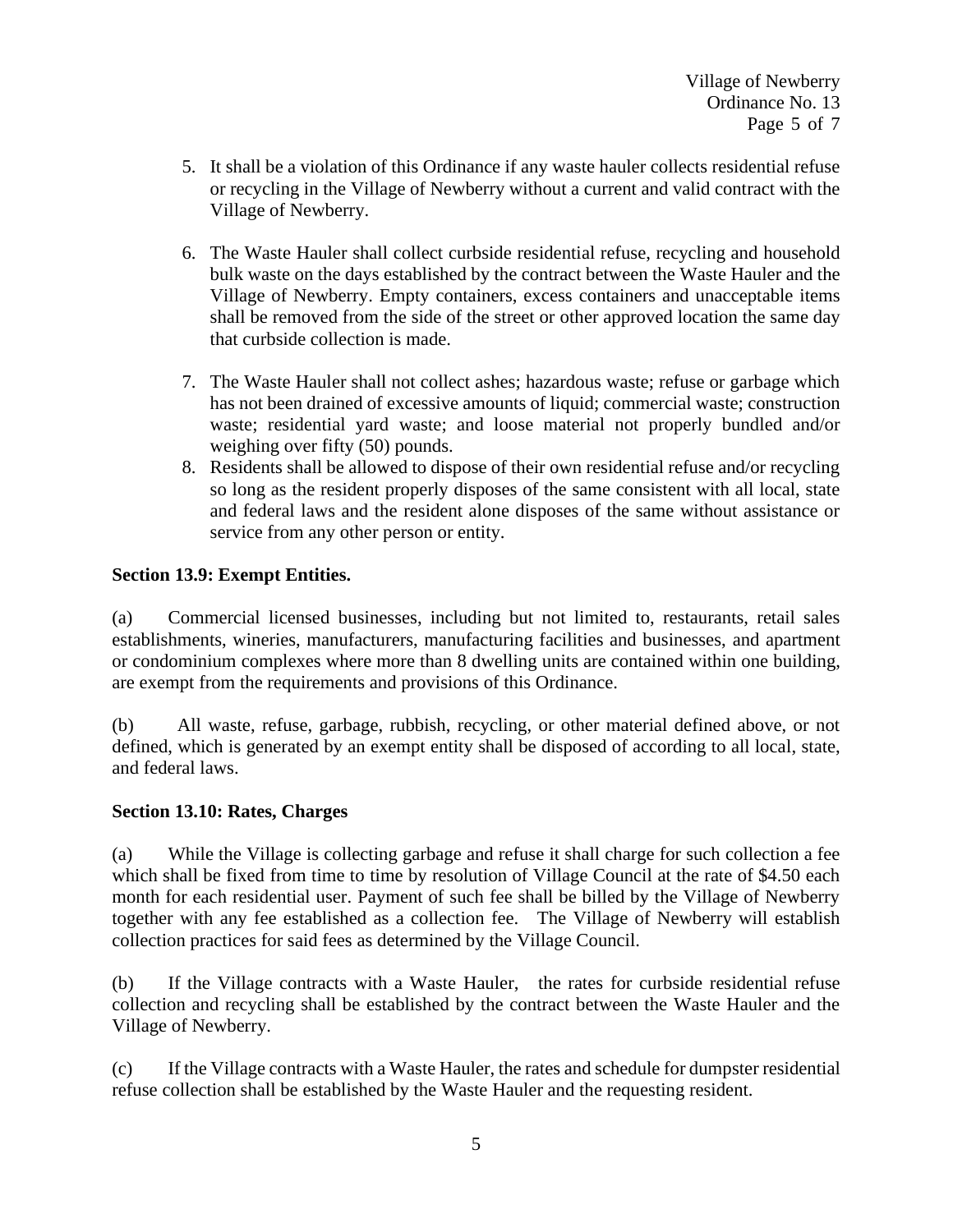5. It shall be a violation of this Ordinance if any waste hauler collects residential refuse or recycling in the Village of Newberry without a current and valid contract with the Village of Newberry.

6. The Waste Hauler shall collect curbside residential refuse, recycling and household bulk waste on the days established by the contract between the Waste Hauler and the Village of Newberry. Empty containers, excess containers and unacceptable items shall be removed from the side of the street or other approved location the same day that curbside collection is made.

7. The Waste Hauler shall not collect ashes; hazardous waste; refuse or garbage which has not been drained of excessive amounts of liquid; commercial waste; construction waste; residential yard waste; and loose material not properly bundled and/or weighing over fifty (50) pounds.

8. Residents shall be allowed to dispose of their own residential refuse and/or recycling so long as the resident properly disposes of the same consistent with all local, state and federal laws and the resident alone disposes of the same without assistance or service from any other person or entity.

**Section 13.9: Exempt Entities.**

(a) Commercial licensed businesses, including but not limited to, restaurants, retail sales establishments, wineries, manufacturers, manufacturing facilities and businesses, and apartment or condominium complexes where more than 8 dwelling units are contained within one building, are exempt from the requirements and provisions of this Ordinance.

(b) All waste, refuse, garbage, rubbish, recycling, or other material defined above, or not defined, which is generated by an exempt entity shall be disposed of according to all local, state, and federal laws.

**Section 13.10: Rates, Charges**

(a) While the Village is collecting garbage and refuse it shall charge for such collection a fee which shall be fixed from time to time by resolution of Village Council at the rate of $4.50 each month for each residential user. Payment of such fee shall be billed by the Village of Newberry together with any fee established as a collection fee. The Village of Newberry will establish collection practices for said fees as determined by the Village Council.

(b) If the Village contracts with a Waste Hauler, the rates for curbside residential refuse collection and recycling shall be established by the contract between the Waste Hauler and the Village of Newberry.

(c) If the Village contracts with a Waste Hauler, the rates and schedule for dumpster residential refuse collection shall be established by the Waste Hauler and the requesting resident.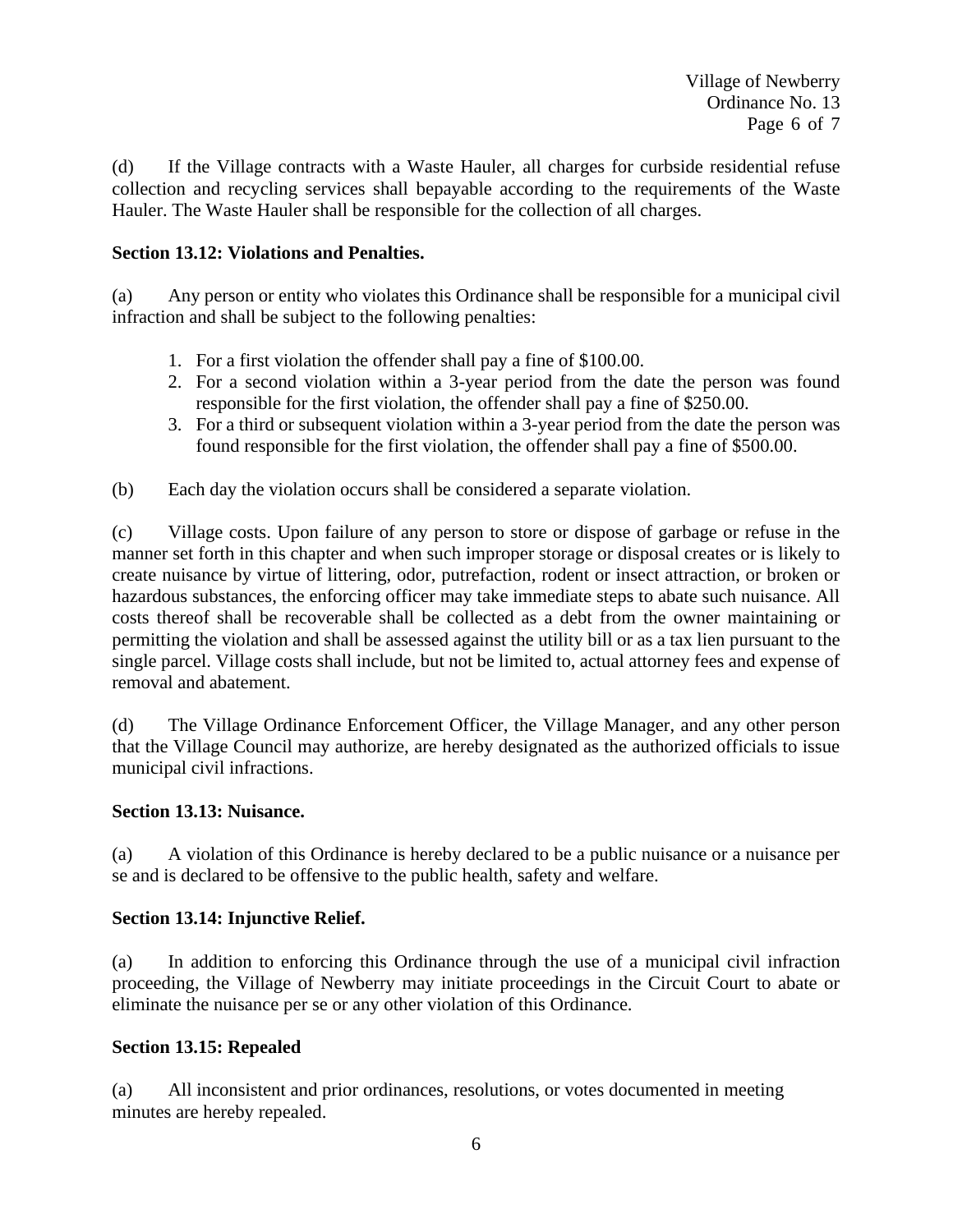(d) If the Village contracts with a Waste Hauler, all charges for curbside residential refuse collection and recycling services shall bepayable according to the requirements of the Waste Hauler. The Waste Hauler shall be responsible for the collection of all charges.

**Section 13.12: Violations and Penalties.**

(a) Any person or entity who violates this Ordinance shall be responsible for a municipal civil infraction and shall be subject to the following penalties:

1. For a first violation the offender shall pay a fine of $100.00.
2. For a second violation within a 3-year period from the date the person was found responsible for the first violation, the offender shall pay a fine of $250.00.
3. For a third or subsequent violation within a 3-year period from the date the person was found responsible for the first violation, the offender shall pay a fine of $500.00.

(b) Each day the violation occurs shall be considered a separate violation.

(c) Village costs. Upon failure of any person to store or dispose of garbage or refuse in the manner set forth in this chapter and when such improper storage or disposal creates or is likely to create nuisance by virtue of littering, odor, putrefaction, rodent or insect attraction, or broken or hazardous substances, the enforcing officer may take immediate steps to abate such nuisance. All costs thereof shall be recoverable shall be collected as a debt from the owner maintaining or permitting the violation and shall be assessed against the utility bill or as a tax lien pursuant to the single parcel. Village costs shall include, but not be limited to, actual attorney fees and expense of removal and abatement.

(d) The Village Ordinance Enforcement Officer, the Village Manager, and any other person that the Village Council may authorize, are hereby designated as the authorized officials to issue municipal civil infractions.

**Section 13.13: Nuisance.**

(a) A violation of this Ordinance is hereby declared to be a public nuisance or a nuisance per se and is declared to be offensive to the public health, safety and welfare.

**Section 13.14: Injunctive Relief.**

(a) In addition to enforcing this Ordinance through the use of a municipal civil infraction proceeding, the Village of Newberry may initiate proceedings in the Circuit Court to abate or eliminate the nuisance per se or any other violation of this Ordinance.

**Section 13.15: Repealed**

(a) All inconsistent and prior ordinances, resolutions, or votes documented in meeting minutes are hereby repealed.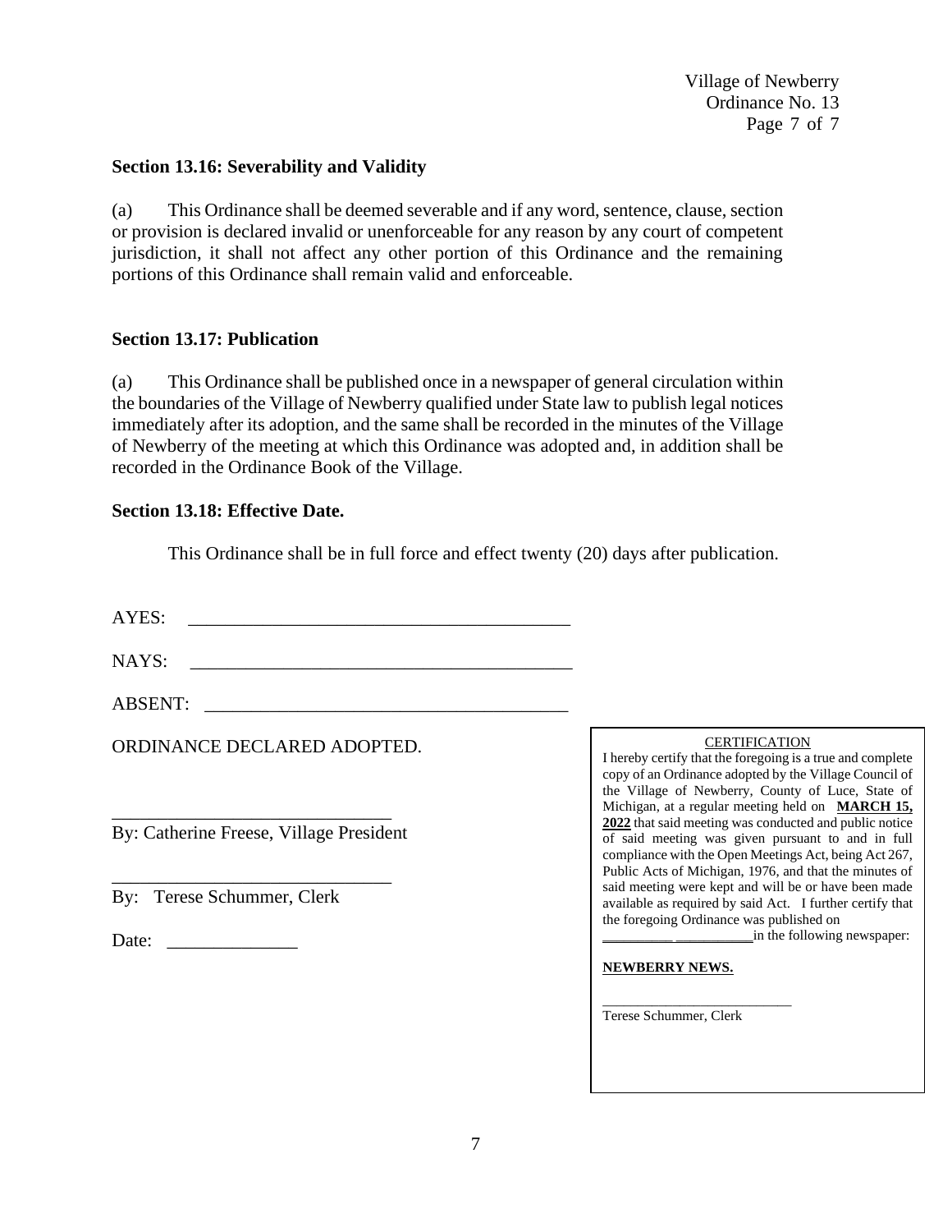### Section 13.16: Severability and Validity

(a) This Ordinance shall be deemed severable and if any word, sentence, clause, section or provision is declared invalid or unenforceable for any reason by any court of competent jurisdiction, it shall not affect any other portion of this Ordinance and the remaining portions of this Ordinance shall remain valid and enforceable.

### Section 13.17: Publication

(a) This Ordinance shall be published once in a newspaper of general circulation within the boundaries of the Village of Newberry qualified under State law to publish legal notices immediately after its adoption, and the same shall be recorded in the minutes of the Village of Newberry of the meeting at which this Ordinance was adopted and, in addition shall be recorded in the Ordinance Book of the Village.

### Section 13.18: Effective Date.

This Ordinance shall be in full force and effect twenty (20) days after publication.

AYES: ________________________________________

NAYS: ________________________________________

ABSENT: ______________________________________

ORDINANCE DECLARED ADOPTED.

______________________________
By: Catherine Freese, Village President

______________________________
By: Terese Schummer, Clerk

Date: ______________

CERTIFICATION

I hereby certify that the foregoing is a true and complete copy of an Ordinance adopted by the Village Council of the Village of Newberry, County of Luce, State of Michigan, at a regular meeting held on **MARCH 15, 2022** that said meeting was conducted and public notice of said meeting was given pursuant to and in full compliance with the Open Meetings Act, being Act 267, Public Acts of Michigan, 1976, and that the minutes of said meeting were kept and will be or have been made available as required by said Act. I further certify that the foregoing Ordinance was published on __________ __________in the following newspaper:

**NEWBERRY NEWS.**

__________________________
Terese Schummer, Clerk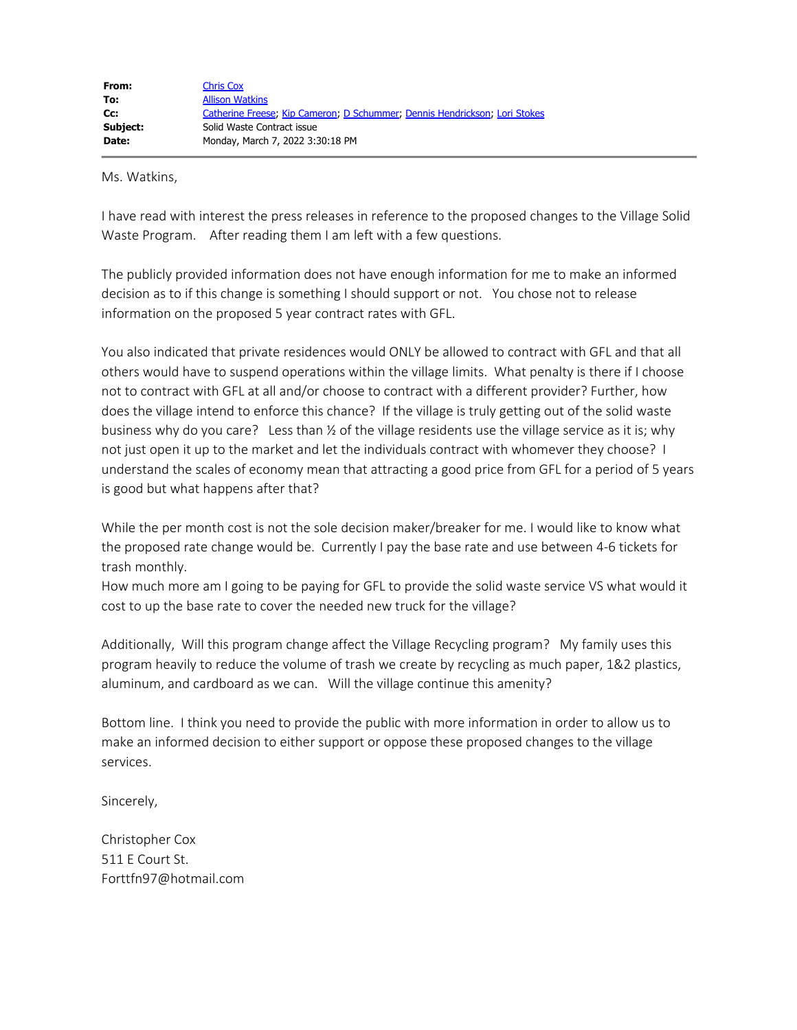| | |
|---|---|
| **From:** | Chris Cox |
| **To:** | Allison Watkins |
| **Cc:** | Catherine Freese; Kip Cameron; D Schummer; Dennis Hendrickson; Lori Stokes |
| **Subject:** | Solid Waste Contract issue |
| **Date:** | Monday, March 7, 2022 3:30:18 PM |

Ms. Watkins,

I have read with interest the press releases in reference to the proposed changes to the Village Solid Waste Program. After reading them I am left with a few questions.

The publicly provided information does not have enough information for me to make an informed decision as to if this change is something I should support or not. You chose not to release information on the proposed 5 year contract rates with GFL.

You also indicated that private residences would ONLY be allowed to contract with GFL and that all others would have to suspend operations within the village limits. What penalty is there if I choose not to contract with GFL at all and/or choose to contract with a different provider? Further, how does the village intend to enforce this chance? If the village is truly getting out of the solid waste business why do you care? Less than ½ of the village residents use the village service as it is; why not just open it up to the market and let the individuals contract with whomever they choose? I understand the scales of economy mean that attracting a good price from GFL for a period of 5 years is good but what happens after that?

While the per month cost is not the sole decision maker/breaker for me. I would like to know what the proposed rate change would be. Currently I pay the base rate and use between 4-6 tickets for trash monthly.
How much more am I going to be paying for GFL to provide the solid waste service VS what would it cost to up the base rate to cover the needed new truck for the village?

Additionally, Will this program change affect the Village Recycling program? My family uses this program heavily to reduce the volume of trash we create by recycling as much paper, 1&2 plastics, aluminum, and cardboard as we can. Will the village continue this amenity?

Bottom line. I think you need to provide the public with more information in order to allow us to make an informed decision to either support or oppose these proposed changes to the village services.

Sincerely,

Christopher Cox
511 E Court St.
Forttfn97@hotmail.com